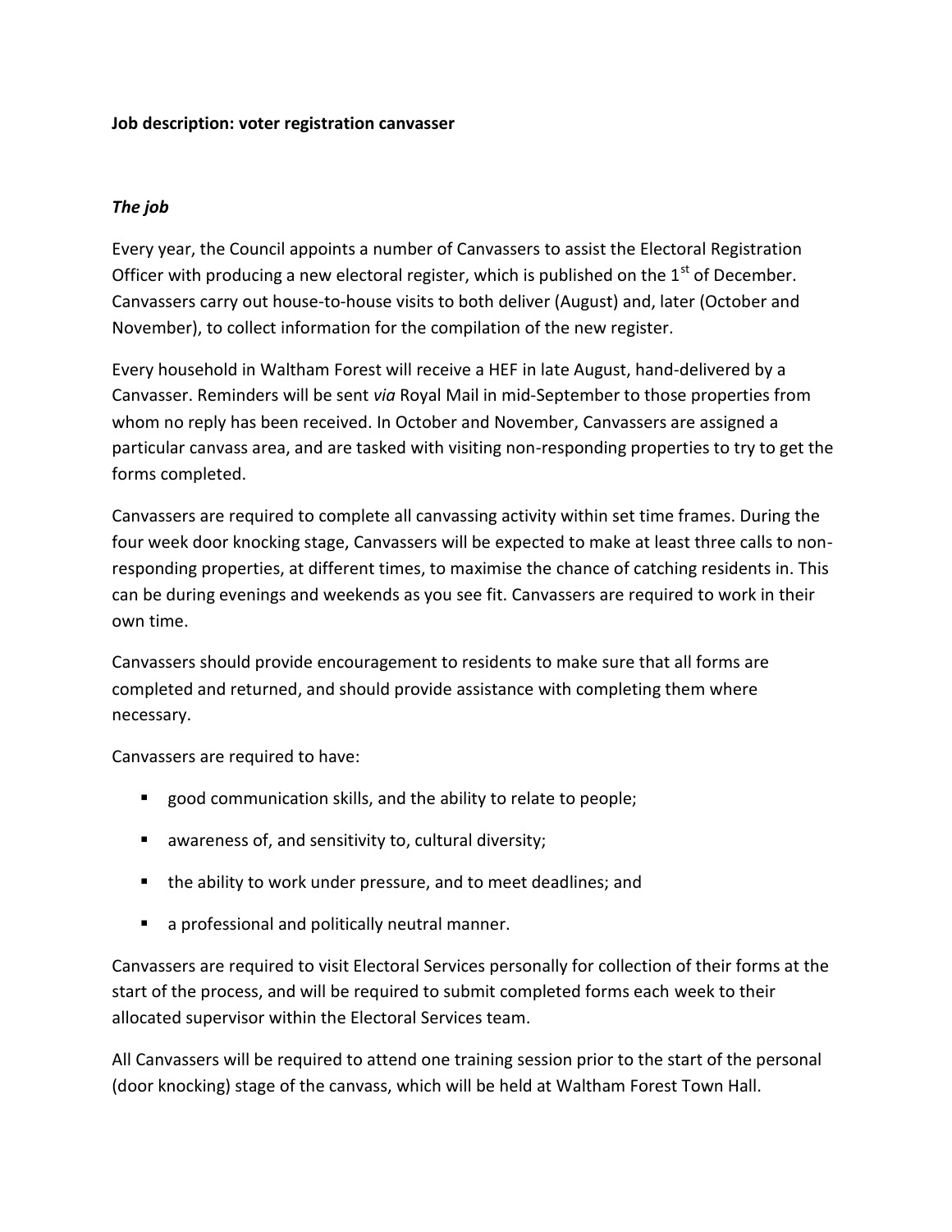**Job description: voter registration canvasser**

***The job***

Every year, the Council appoints a number of Canvassers to assist the Electoral Registration Officer with producing a new electoral register, which is published on the 1st of December. Canvassers carry out house-to-house visits to both deliver (August) and, later (October and November), to collect information for the compilation of the new register.

Every household in Waltham Forest will receive a HEF in late August, hand-delivered by a Canvasser. Reminders will be sent *via* Royal Mail in mid-September to those properties from whom no reply has been received. In October and November, Canvassers are assigned a particular canvass area, and are tasked with visiting non-responding properties to try to get the forms completed.

Canvassers are required to complete all canvassing activity within set time frames. During the four week door knocking stage, Canvassers will be expected to make at least three calls to non-responding properties, at different times, to maximise the chance of catching residents in. This can be during evenings and weekends as you see fit. Canvassers are required to work in their own time.

Canvassers should provide encouragement to residents to make sure that all forms are completed and returned, and should provide assistance with completing them where necessary.

Canvassers are required to have:

- good communication skills, and the ability to relate to people;
- awareness of, and sensitivity to, cultural diversity;
- the ability to work under pressure, and to meet deadlines; and
- a professional and politically neutral manner.

Canvassers are required to visit Electoral Services personally for collection of their forms at the start of the process, and will be required to submit completed forms each week to their allocated supervisor within the Electoral Services team.

All Canvassers will be required to attend one training session prior to the start of the personal (door knocking) stage of the canvass, which will be held at Waltham Forest Town Hall.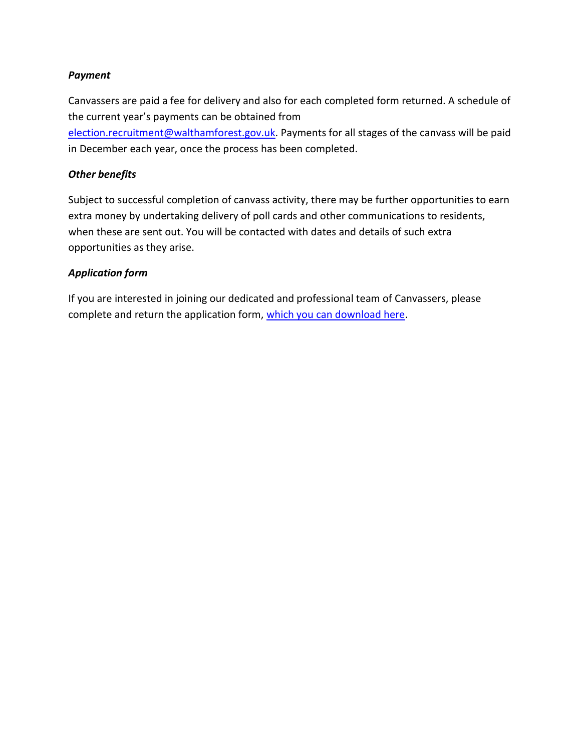***Payment***

Canvassers are paid a fee for delivery and also for each completed form returned. A schedule of the current year's payments can be obtained from election.recruitment@walthamforest.gov.uk. Payments for all stages of the canvass will be paid in December each year, once the process has been completed.

***Other benefits***

Subject to successful completion of canvass activity, there may be further opportunities to earn extra money by undertaking delivery of poll cards and other communications to residents, when these are sent out. You will be contacted with dates and details of such extra opportunities as they arise.

***Application form***

If you are interested in joining our dedicated and professional team of Canvassers, please complete and return the application form, which you can download here.